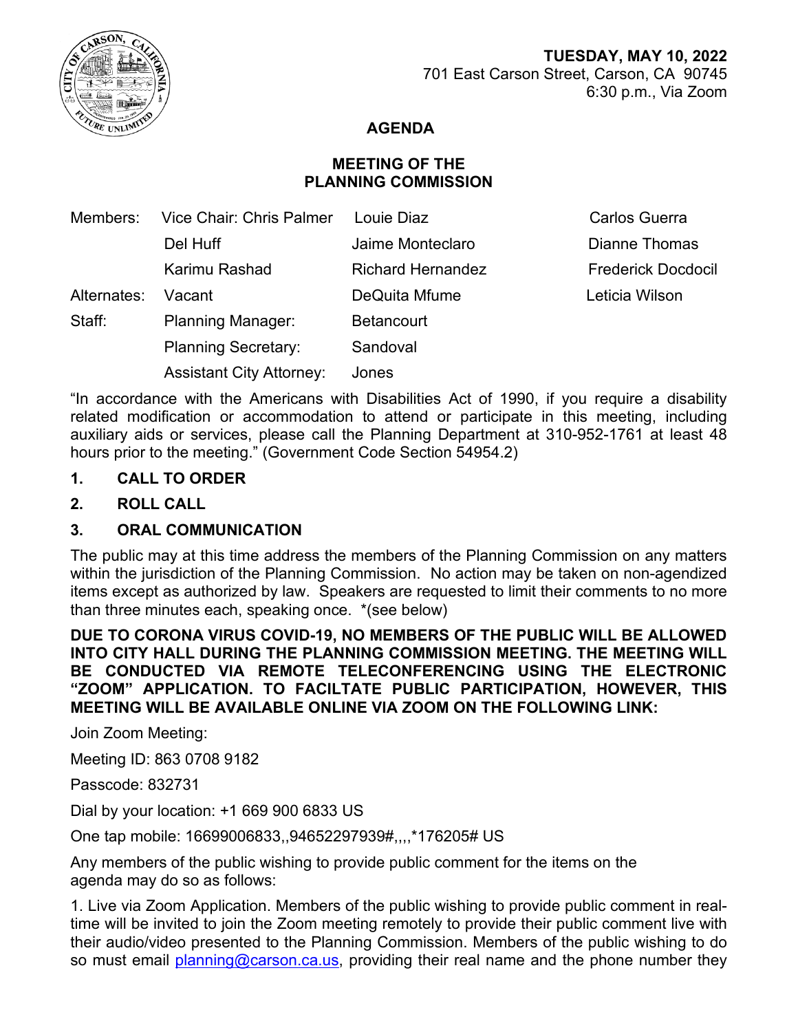**TUESDAY, MAY 10, 2022**
701 East Carson Street, Carson, CA 90745
6:30 p.m., Via Zoom

# AGENDA

## MEETING OF THE PLANNING COMMISSION

| Members: | Vice Chair: Chris Palmer | Louie Diaz | Carlos Guerra |
|---|---|---|---|
| | Del Huff | Jaime Monteclaro | Dianne Thomas |
| | Karimu Rashad | Richard Hernandez | Frederick Docdocil |
| Alternates: | Vacant | DeQuita Mfume | Leticia Wilson |
| Staff: | Planning Manager: | Betancourt | |
| | Planning Secretary: | Sandoval | |
| | Assistant City Attorney: | Jones | |

"In accordance with the Americans with Disabilities Act of 1990, if you require a disability related modification or accommodation to attend or participate in this meeting, including auxiliary aids or services, please call the Planning Department at 310-952-1761 at least 48 hours prior to the meeting." (Government Code Section 54954.2)

**1. CALL TO ORDER**

**2. ROLL CALL**

**3. ORAL COMMUNICATION**

The public may at this time address the members of the Planning Commission on any matters within the jurisdiction of the Planning Commission. No action may be taken on non-agendized items except as authorized by law. Speakers are requested to limit their comments to no more than three minutes each, speaking once. *(see below)

**DUE TO CORONA VIRUS COVID-19, NO MEMBERS OF THE PUBLIC WILL BE ALLOWED INTO CITY HALL DURING THE PLANNING COMMISSION MEETING. THE MEETING WILL BE CONDUCTED VIA REMOTE TELECONFERENCING USING THE ELECTRONIC "ZOOM" APPLICATION. TO FACILTATE PUBLIC PARTICIPATION, HOWEVER, THIS MEETING WILL BE AVAILABLE ONLINE VIA ZOOM ON THE FOLLOWING LINK:**

Join Zoom Meeting:

Meeting ID: 863 0708 9182

Passcode: 832731

Dial by your location: +1 669 900 6833 US

One tap mobile: 16699006833,,94652297939#,,,,*176205# US

Any members of the public wishing to provide public comment for the items on the agenda may do so as follows:

1. Live via Zoom Application. Members of the public wishing to provide public comment in real-time will be invited to join the Zoom meeting remotely to provide their public comment live with their audio/video presented to the Planning Commission. Members of the public wishing to do so must email planning@carson.ca.us, providing their real name and the phone number they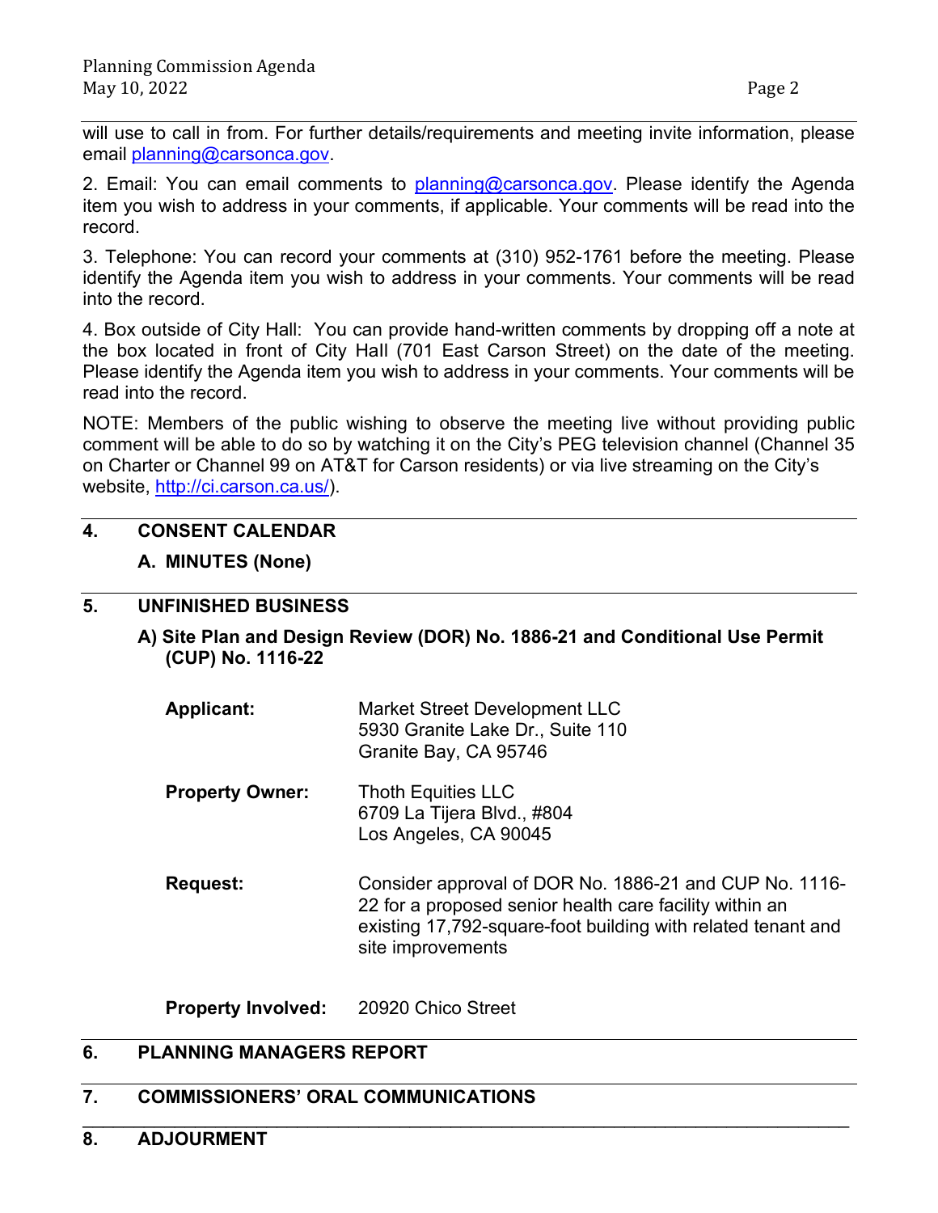will use to call in from. For further details/requirements and meeting invite information, please email planning@carsonca.gov.

2. Email: You can email comments to planning@carsonca.gov. Please identify the Agenda item you wish to address in your comments, if applicable. Your comments will be read into the record.

3. Telephone: You can record your comments at (310) 952-1761 before the meeting. Please identify the Agenda item you wish to address in your comments. Your comments will be read into the record.

4. Box outside of City Hall: You can provide hand-written comments by dropping off a note at the box located in front of City Hall (701 East Carson Street) on the date of the meeting. Please identify the Agenda item you wish to address in your comments. Your comments will be read into the record.

NOTE: Members of the public wishing to observe the meeting live without providing public comment will be able to do so by watching it on the City's PEG television channel (Channel 35 on Charter or Channel 99 on AT&T for Carson residents) or via live streaming on the City's website, http://ci.carson.ca.us/).

## 4. CONSENT CALENDAR

**A. MINUTES (None)**

## 5. UNFINISHED BUSINESS

**A) Site Plan and Design Review (DOR) No. 1886-21 and Conditional Use Permit (CUP) No. 1116-22**

**Applicant:** Market Street Development LLC
5930 Granite Lake Dr., Suite 110
Granite Bay, CA 95746

**Property Owner:** Thoth Equities LLC
6709 La Tijera Blvd., #804
Los Angeles, CA 90045

**Request:** Consider approval of DOR No. 1886-21 and CUP No. 1116-22 for a proposed senior health care facility within an existing 17,792-square-foot building with related tenant and site improvements

**Property Involved:** 20920 Chico Street

## 6. PLANNING MANAGERS REPORT

## 7. COMMISSIONERS' ORAL COMMUNICATIONS

## 8. ADJOURNMENT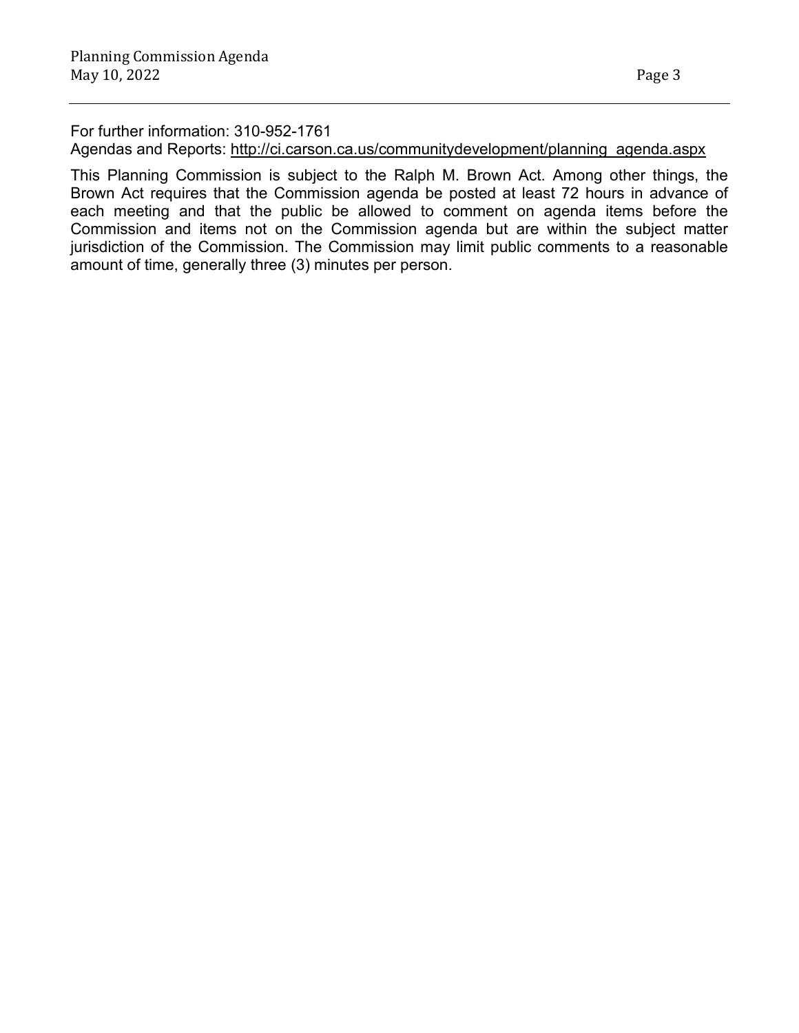For further information: 310-952-1761
Agendas and Reports: http://ci.carson.ca.us/communitydevelopment/planning_agenda.aspx

This Planning Commission is subject to the Ralph M. Brown Act. Among other things, the Brown Act requires that the Commission agenda be posted at least 72 hours in advance of each meeting and that the public be allowed to comment on agenda items before the Commission and items not on the Commission agenda but are within the subject matter jurisdiction of the Commission. The Commission may limit public comments to a reasonable amount of time, generally three (3) minutes per person.